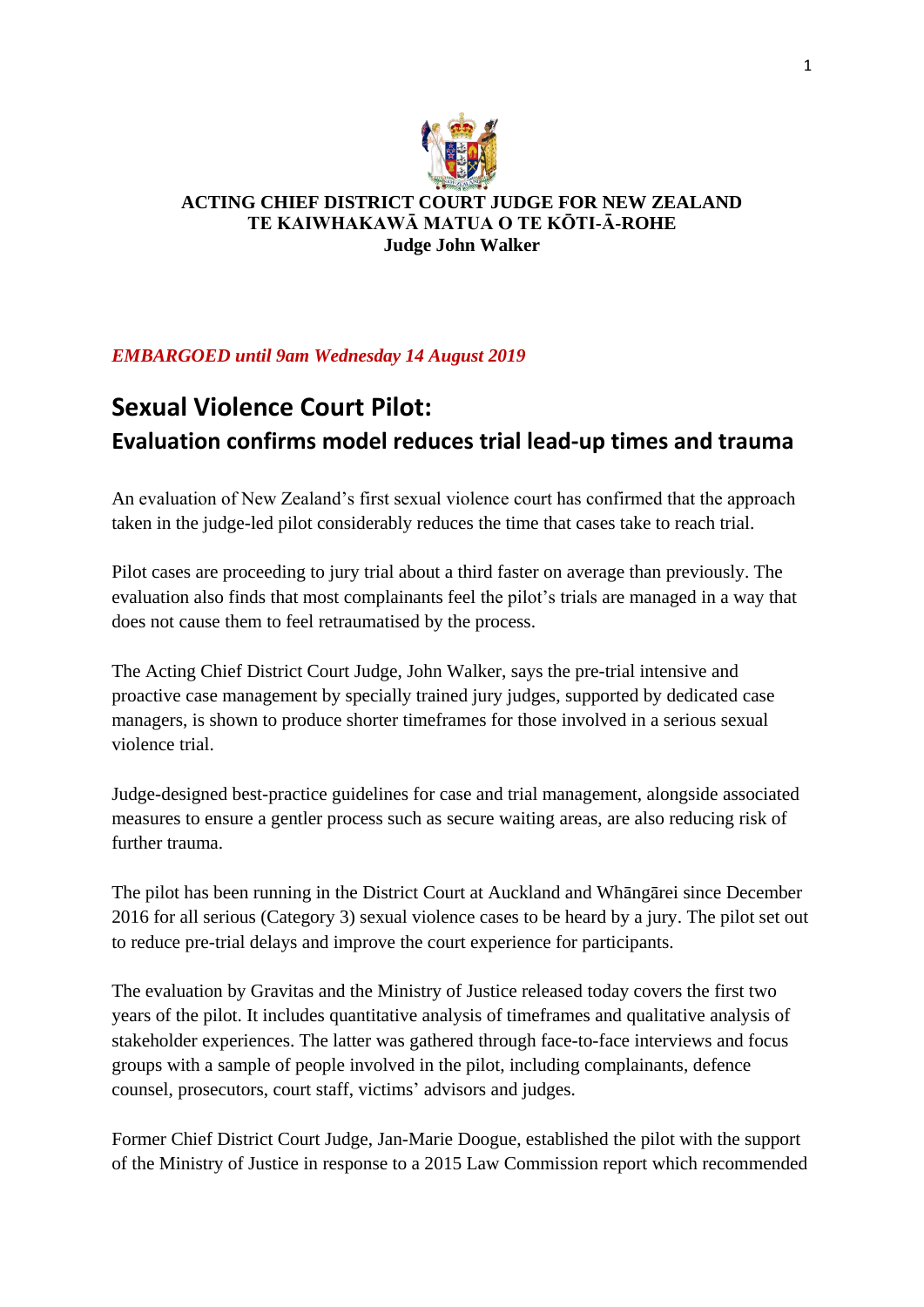**ACTING CHIEF DISTRICT COURT JUDGE FOR NEW ZEALAND**
**TE KAIWHAKAWĀ MATUA O TE KŌTI-Ā-ROHE**
**Judge John Walker**

*EMBARGOED until 9am Wednesday 14 August 2019*

# Sexual Violence Court Pilot:
## Evaluation confirms model reduces trial lead-up times and trauma

An evaluation of New Zealand's first sexual violence court has confirmed that the approach taken in the judge-led pilot considerably reduces the time that cases take to reach trial.

Pilot cases are proceeding to jury trial about a third faster on average than previously. The evaluation also finds that most complainants feel the pilot's trials are managed in a way that does not cause them to feel retraumatised by the process.

The Acting Chief District Court Judge, John Walker, says the pre-trial intensive and proactive case management by specially trained jury judges, supported by dedicated case managers, is shown to produce shorter timeframes for those involved in a serious sexual violence trial.

Judge-designed best-practice guidelines for case and trial management, alongside associated measures to ensure a gentler process such as secure waiting areas, are also reducing risk of further trauma.

The pilot has been running in the District Court at Auckland and Whāngārei since December 2016 for all serious (Category 3) sexual violence cases to be heard by a jury. The pilot set out to reduce pre-trial delays and improve the court experience for participants.

The evaluation by Gravitas and the Ministry of Justice released today covers the first two years of the pilot. It includes quantitative analysis of timeframes and qualitative analysis of stakeholder experiences. The latter was gathered through face-to-face interviews and focus groups with a sample of people involved in the pilot, including complainants, defence counsel, prosecutors, court staff, victims' advisors and judges.

Former Chief District Court Judge, Jan-Marie Doogue, established the pilot with the support of the Ministry of Justice in response to a 2015 Law Commission report which recommended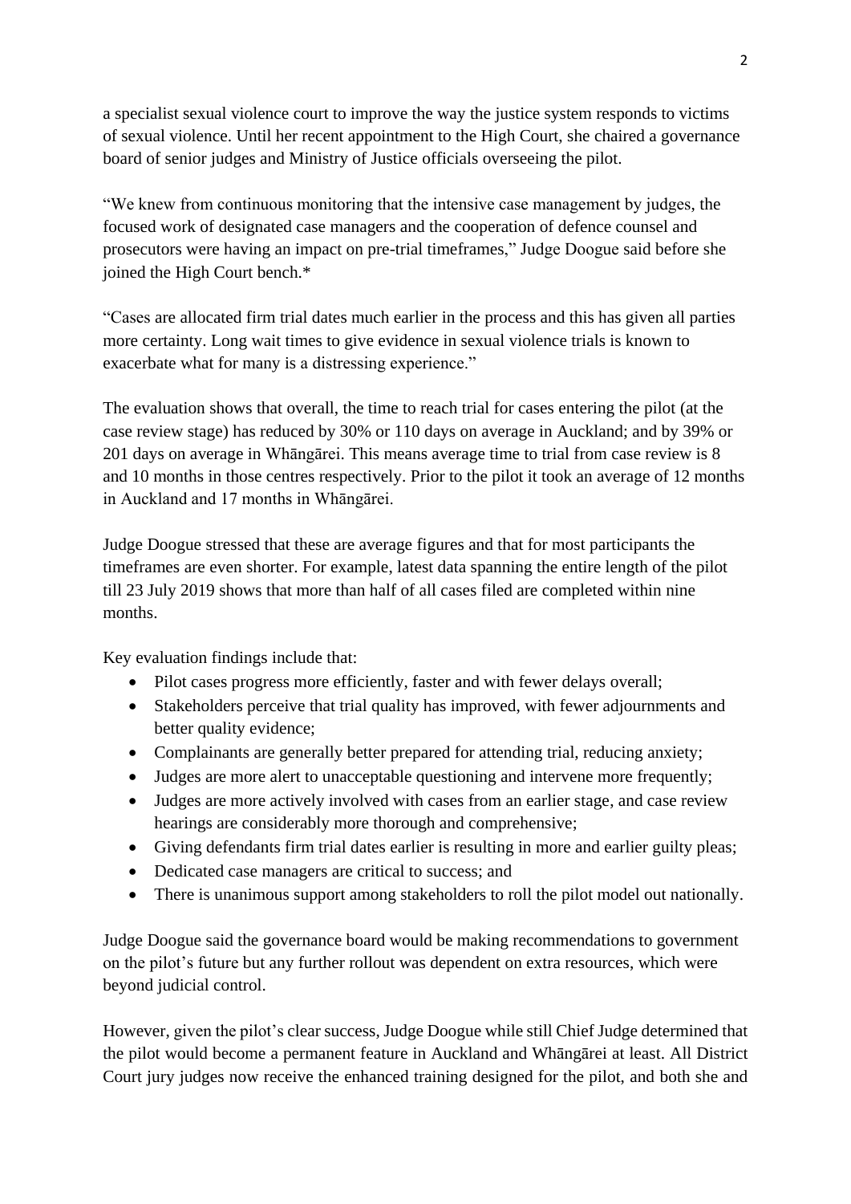a specialist sexual violence court to improve the way the justice system responds to victims of sexual violence. Until her recent appointment to the High Court, she chaired a governance board of senior judges and Ministry of Justice officials overseeing the pilot.

"We knew from continuous monitoring that the intensive case management by judges, the focused work of designated case managers and the cooperation of defence counsel and prosecutors were having an impact on pre-trial timeframes," Judge Doogue said before she joined the High Court bench.*

"Cases are allocated firm trial dates much earlier in the process and this has given all parties more certainty. Long wait times to give evidence in sexual violence trials is known to exacerbate what for many is a distressing experience."

The evaluation shows that overall, the time to reach trial for cases entering the pilot (at the case review stage) has reduced by 30% or 110 days on average in Auckland; and by 39% or 201 days on average in Whāngārei. This means average time to trial from case review is 8 and 10 months in those centres respectively. Prior to the pilot it took an average of 12 months in Auckland and 17 months in Whāngārei.

Judge Doogue stressed that these are average figures and that for most participants the timeframes are even shorter. For example, latest data spanning the entire length of the pilot till 23 July 2019 shows that more than half of all cases filed are completed within nine months.

Key evaluation findings include that:

- Pilot cases progress more efficiently, faster and with fewer delays overall;
- Stakeholders perceive that trial quality has improved, with fewer adjournments and better quality evidence;
- Complainants are generally better prepared for attending trial, reducing anxiety;
- Judges are more alert to unacceptable questioning and intervene more frequently;
- Judges are more actively involved with cases from an earlier stage, and case review hearings are considerably more thorough and comprehensive;
- Giving defendants firm trial dates earlier is resulting in more and earlier guilty pleas;
- Dedicated case managers are critical to success; and
- There is unanimous support among stakeholders to roll the pilot model out nationally.

Judge Doogue said the governance board would be making recommendations to government on the pilot's future but any further rollout was dependent on extra resources, which were beyond judicial control.

However, given the pilot's clear success, Judge Doogue while still Chief Judge determined that the pilot would become a permanent feature in Auckland and Whāngārei at least. All District Court jury judges now receive the enhanced training designed for the pilot, and both she and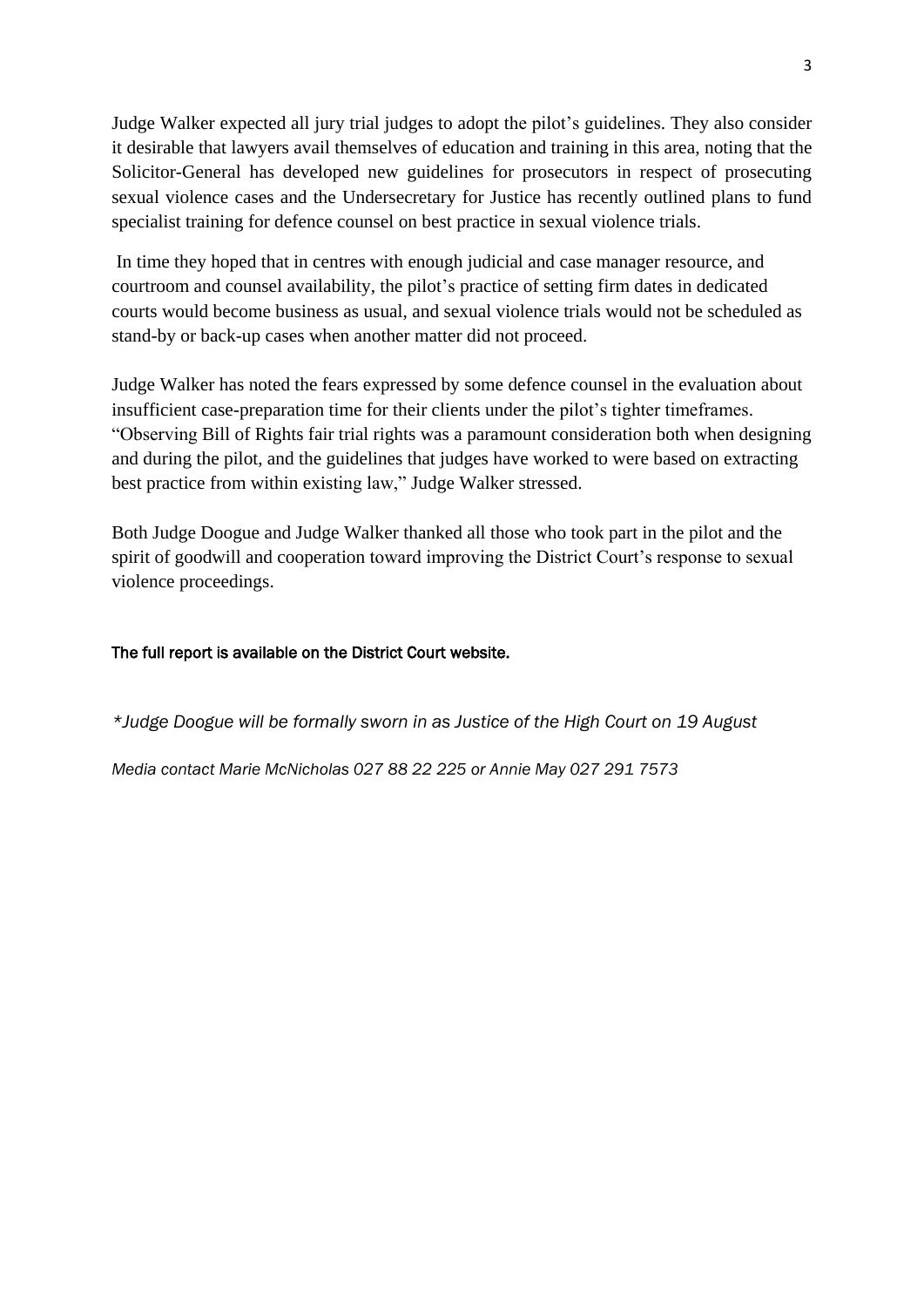Judge Walker expected all jury trial judges to adopt the pilot's guidelines. They also consider it desirable that lawyers avail themselves of education and training in this area, noting that the Solicitor-General has developed new guidelines for prosecutors in respect of prosecuting sexual violence cases and the Undersecretary for Justice has recently outlined plans to fund specialist training for defence counsel on best practice in sexual violence trials.

In time they hoped that in centres with enough judicial and case manager resource, and courtroom and counsel availability, the pilot's practice of setting firm dates in dedicated courts would become business as usual, and sexual violence trials would not be scheduled as stand-by or back-up cases when another matter did not proceed.

Judge Walker has noted the fears expressed by some defence counsel in the evaluation about insufficient case-preparation time for their clients under the pilot's tighter timeframes. "Observing Bill of Rights fair trial rights was a paramount consideration both when designing and during the pilot, and the guidelines that judges have worked to were based on extracting best practice from within existing law," Judge Walker stressed.

Both Judge Doogue and Judge Walker thanked all those who took part in the pilot and the spirit of goodwill and cooperation toward improving the District Court's response to sexual violence proceedings.

The full report is available on the District Court website.

*\*Judge Doogue will be formally sworn in as Justice of the High Court on 19 August*

*Media contact Marie McNicholas 027 88 22 225 or Annie May 027 291 7573*